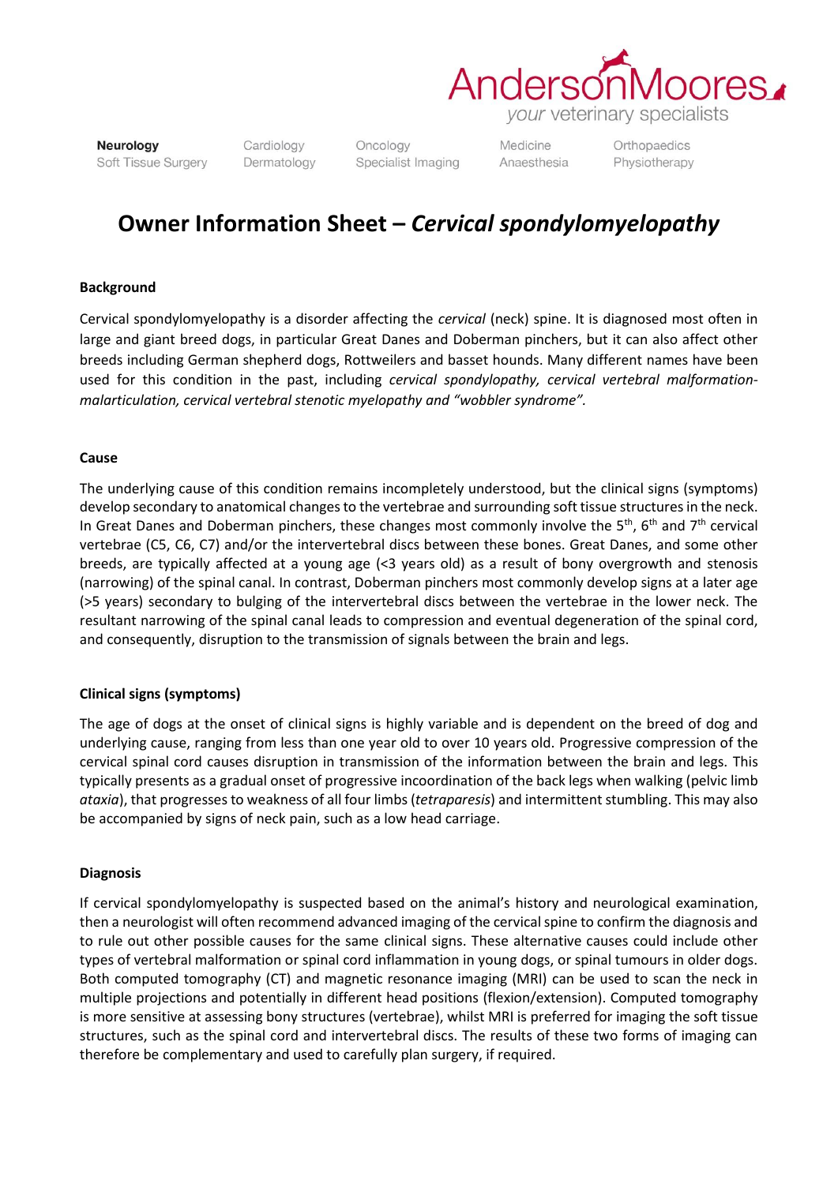# Owner Information Sheet – *Cervical spondylomyelopathy*

**Background**

Cervical spondylomyelopathy is a disorder affecting the *cervical* (neck) spine. It is diagnosed most often in large and giant breed dogs, in particular Great Danes and Doberman pinchers, but it can also affect other breeds including German shepherd dogs, Rottweilers and basset hounds. Many different names have been used for this condition in the past, including *cervical spondylopathy, cervical vertebral malformation-malarticulation, cervical vertebral stenotic myelopathy and "wobbler syndrome".*

**Cause**

The underlying cause of this condition remains incompletely understood, but the clinical signs (symptoms) develop secondary to anatomical changes to the vertebrae and surrounding soft tissue structures in the neck. In Great Danes and Doberman pinchers, these changes most commonly involve the 5th, 6th and 7th cervical vertebrae (C5, C6, C7) and/or the intervertebral discs between these bones. Great Danes, and some other breeds, are typically affected at a young age (<3 years old) as a result of bony overgrowth and stenosis (narrowing) of the spinal canal. In contrast, Doberman pinchers most commonly develop signs at a later age (>5 years) secondary to bulging of the intervertebral discs between the vertebrae in the lower neck. The resultant narrowing of the spinal canal leads to compression and eventual degeneration of the spinal cord, and consequently, disruption to the transmission of signals between the brain and legs.

**Clinical signs (symptoms)**

The age of dogs at the onset of clinical signs is highly variable and is dependent on the breed of dog and underlying cause, ranging from less than one year old to over 10 years old. Progressive compression of the cervical spinal cord causes disruption in transmission of the information between the brain and legs. This typically presents as a gradual onset of progressive incoordination of the back legs when walking (pelvic limb *ataxia*), that progresses to weakness of all four limbs (*tetraparesis*) and intermittent stumbling. This may also be accompanied by signs of neck pain, such as a low head carriage.

**Diagnosis**

If cervical spondylomyelopathy is suspected based on the animal's history and neurological examination, then a neurologist will often recommend advanced imaging of the cervical spine to confirm the diagnosis and to rule out other possible causes for the same clinical signs. These alternative causes could include other types of vertebral malformation or spinal cord inflammation in young dogs, or spinal tumours in older dogs. Both computed tomography (CT) and magnetic resonance imaging (MRI) can be used to scan the neck in multiple projections and potentially in different head positions (flexion/extension). Computed tomography is more sensitive at assessing bony structures (vertebrae), whilst MRI is preferred for imaging the soft tissue structures, such as the spinal cord and intervertebral discs. The results of these two forms of imaging can therefore be complementary and used to carefully plan surgery, if required.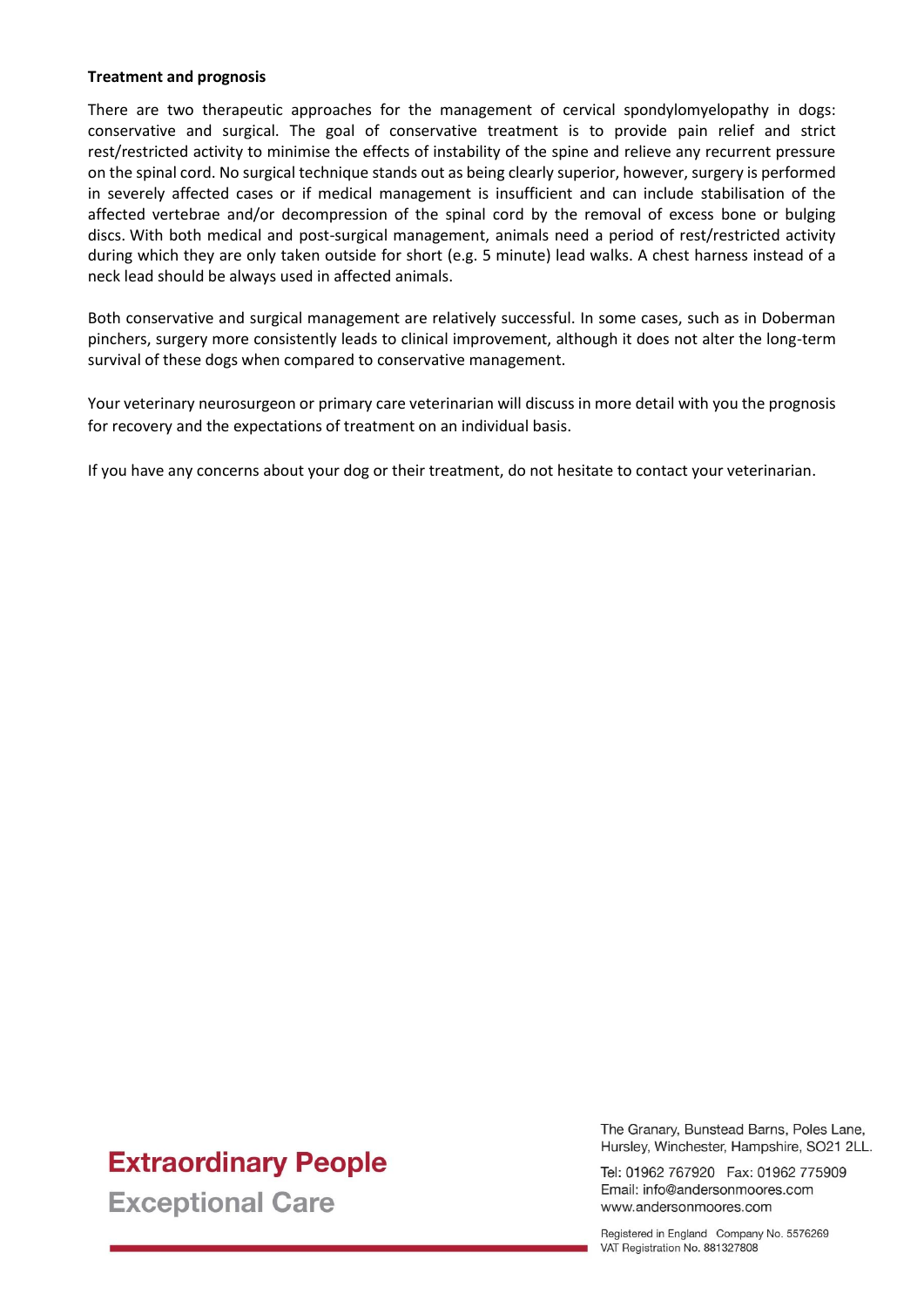**Treatment and prognosis**

There are two therapeutic approaches for the management of cervical spondylomyelopathy in dogs: conservative and surgical. The goal of conservative treatment is to provide pain relief and strict rest/restricted activity to minimise the effects of instability of the spine and relieve any recurrent pressure on the spinal cord. No surgical technique stands out as being clearly superior, however, surgery is performed in severely affected cases or if medical management is insufficient and can include stabilisation of the affected vertebrae and/or decompression of the spinal cord by the removal of excess bone or bulging discs. With both medical and post-surgical management, animals need a period of rest/restricted activity during which they are only taken outside for short (e.g. 5 minute) lead walks. A chest harness instead of a neck lead should be always used in affected animals.

Both conservative and surgical management are relatively successful. In some cases, such as in Doberman pinchers, surgery more consistently leads to clinical improvement, although it does not alter the long-term survival of these dogs when compared to conservative management.

Your veterinary neurosurgeon or primary care veterinarian will discuss in more detail with you the prognosis for recovery and the expectations of treatment on an individual basis.

If you have any concerns about your dog or their treatment, do not hesitate to contact your veterinarian.

**Extraordinary People**
**Exceptional Care**

The Granary, Bunstead Barns, Poles Lane, Hursley, Winchester, Hampshire, SO21 2LL.

Tel: 01962 767920 Fax: 01962 775909
Email: info@andersonmoores.com
www.andersonmoores.com

Registered in England Company No. 5576269
VAT Registration No. 881327808